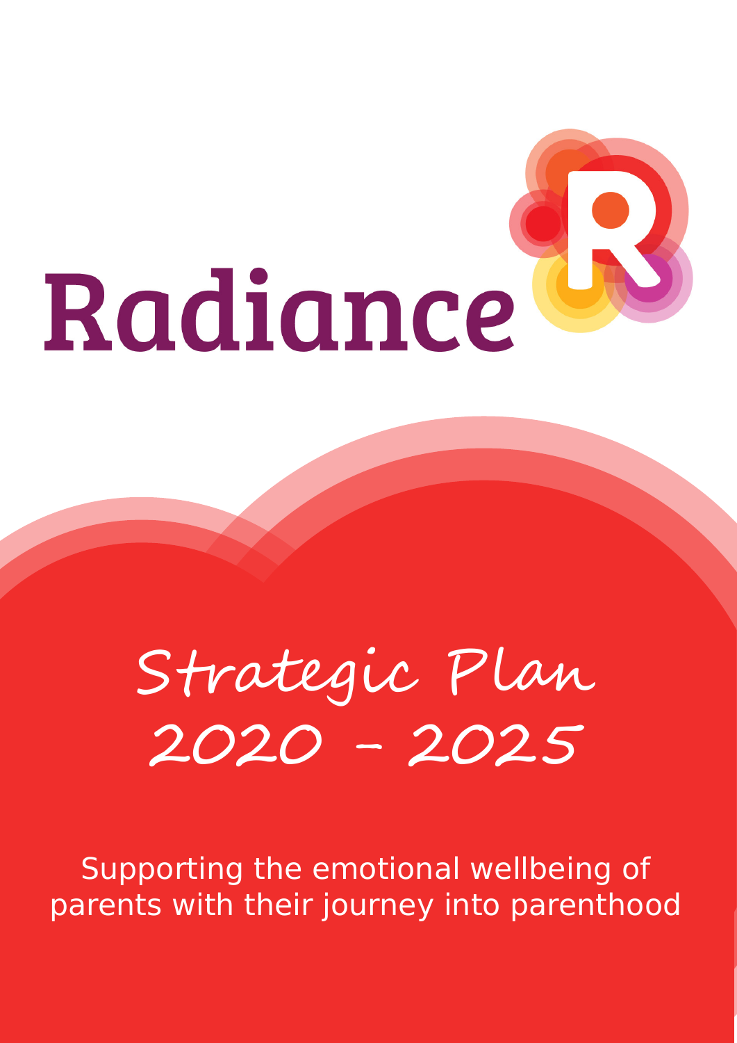# Radiance

# Strategic Plan 2020 - 2025

Supporting the emotional wellbeing of parents with their journey into parenthood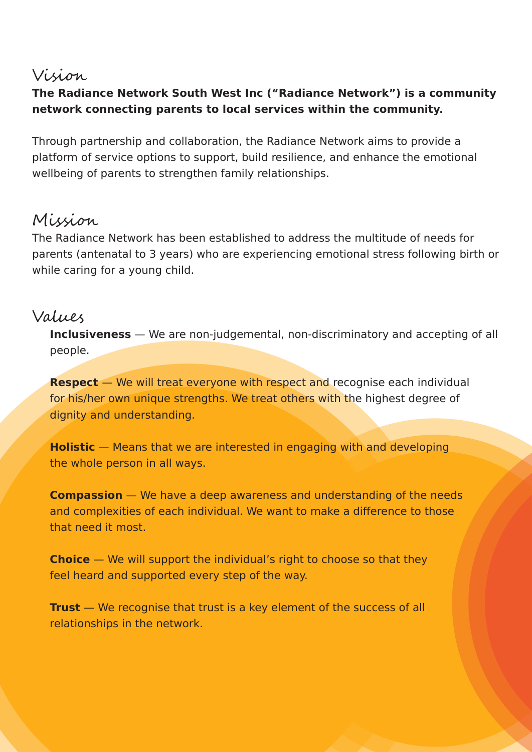## Vision

**The Radiance Network South West Inc ("Radiance Network") is a community network connecting parents to local services within the community.**

Through partnership and collaboration, the Radiance Network aims to provide a platform of service options to support, build resilience, and enhance the emotional wellbeing of parents to strengthen family relationships.

## Mission

The Radiance Network has been established to address the multitude of needs for parents (antenatal to 3 years) who are experiencing emotional stress following birth or while caring for a young child.

## Values

**Inclusiveness** — We are non-judgemental, non-discriminatory and accepting of all people.

**Respect** — We will treat everyone with respect and recognise each individual for his/her own unique strengths. We treat others with the highest degree of dignity and understanding.

**Holistic** — Means that we are interested in engaging with and developing the whole person in all ways.

**Compassion** — We have a deep awareness and understanding of the needs and complexities of each individual. We want to make a difference to those that need it most.

**Choice** — We will support the individual's right to choose so that they feel heard and supported every step of the way.

**Trust** — We recognise that trust is a key element of the success of all relationships in the network.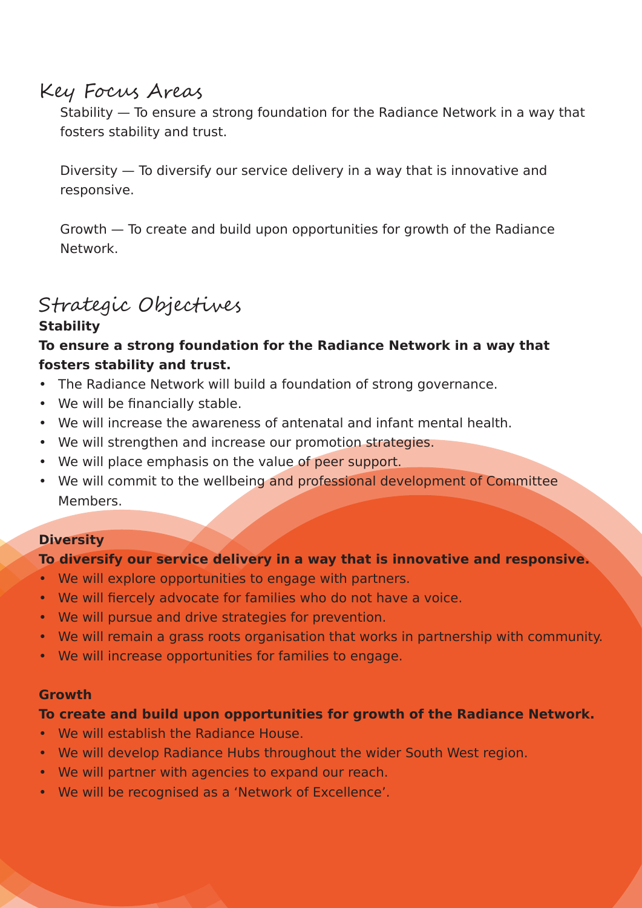## Key Focus Areas

Stability — To ensure a strong foundation for the Radiance Network in a way that fosters stability and trust.

Diversity — To diversify our service delivery in a way that is innovative and responsive.

Growth — To create and build upon opportunities for growth of the Radiance Network.

## Strategic Objectives

**Stability**

**To ensure a strong foundation for the Radiance Network in a way that fosters stability and trust.**

- The Radiance Network will build a foundation of strong governance.
- We will be financially stable.
- We will increase the awareness of antenatal and infant mental health.
- We will strengthen and increase our promotion strategies.
- We will place emphasis on the value of peer support.
- We will commit to the wellbeing and professional development of Committee Members.

**Diversity**

**To diversify our service delivery in a way that is innovative and responsive.**

- We will explore opportunities to engage with partners.
- We will fiercely advocate for families who do not have a voice.
- We will pursue and drive strategies for prevention.
- We will remain a grass roots organisation that works in partnership with community.
- We will increase opportunities for families to engage.

**Growth**

**To create and build upon opportunities for growth of the Radiance Network.**

- We will establish the Radiance House.
- We will develop Radiance Hubs throughout the wider South West region.
- We will partner with agencies to expand our reach.
- We will be recognised as a 'Network of Excellence'.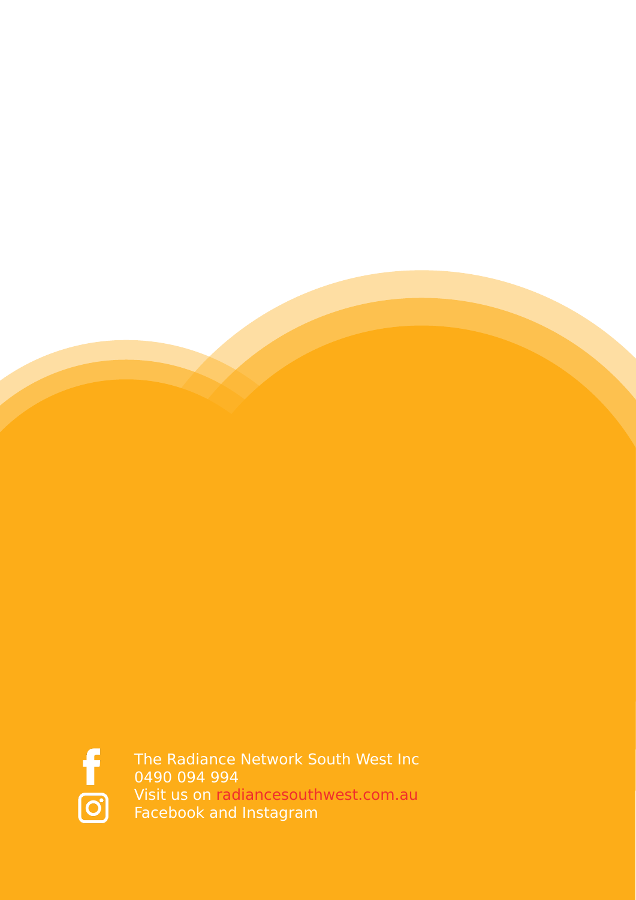The Radiance Network South West Inc
0490 094 994
Visit us on radiancesouthwest.com.au
Facebook and Instagram